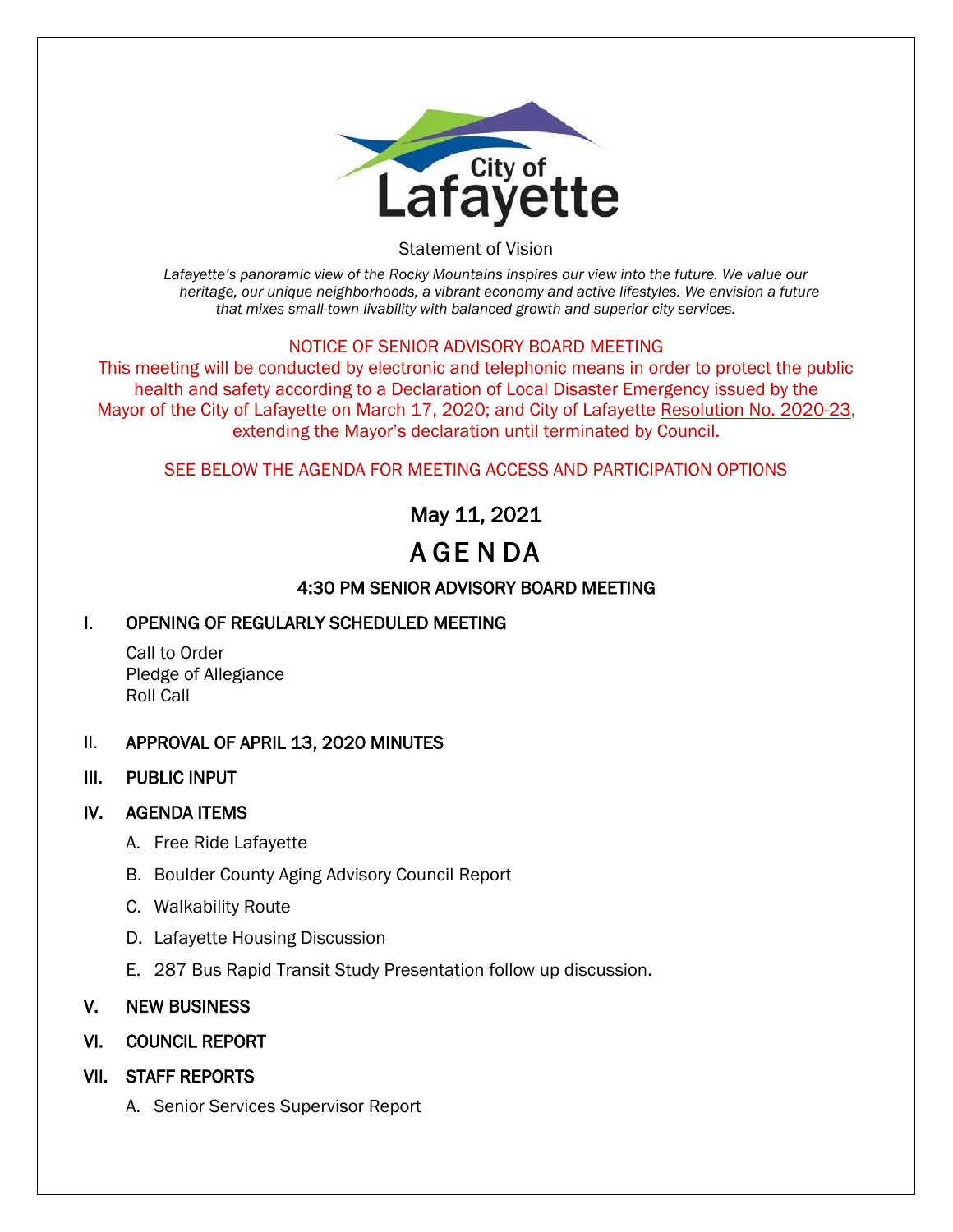City of Lafayette

Statement of Vision

*Lafayette's panoramic view of the Rocky Mountains inspires our view into the future. We value our heritage, our unique neighborhoods, a vibrant economy and active lifestyles. We envision a future that mixes small-town livability with balanced growth and superior city services.*

NOTICE OF SENIOR ADVISORY BOARD MEETING

This meeting will be conducted by electronic and telephonic means in order to protect the public health and safety according to a Declaration of Local Disaster Emergency issued by the Mayor of the City of Lafayette on March 17, 2020; and City of Lafayette Resolution No. 2020-23, extending the Mayor's declaration until terminated by Council.

SEE BELOW THE AGENDA FOR MEETING ACCESS AND PARTICIPATION OPTIONS

## May 11, 2021

# A GE N DA

### 4:30 PM SENIOR ADVISORY BOARD MEETING

**I. OPENING OF REGULARLY SCHEDULED MEETING**

Call to Order
Pledge of Allegiance
Roll Call

**II. APPROVAL OF APRIL 13, 2020 MINUTES**

**III. PUBLIC INPUT**

**IV. AGENDA ITEMS**

A. Free Ride Lafayette

B. Boulder County Aging Advisory Council Report

C. Walkability Route

D. Lafayette Housing Discussion

E. 287 Bus Rapid Transit Study Presentation follow up discussion.

**V. NEW BUSINESS**

**VI. COUNCIL REPORT**

**VII. STAFF REPORTS**

A. Senior Services Supervisor Report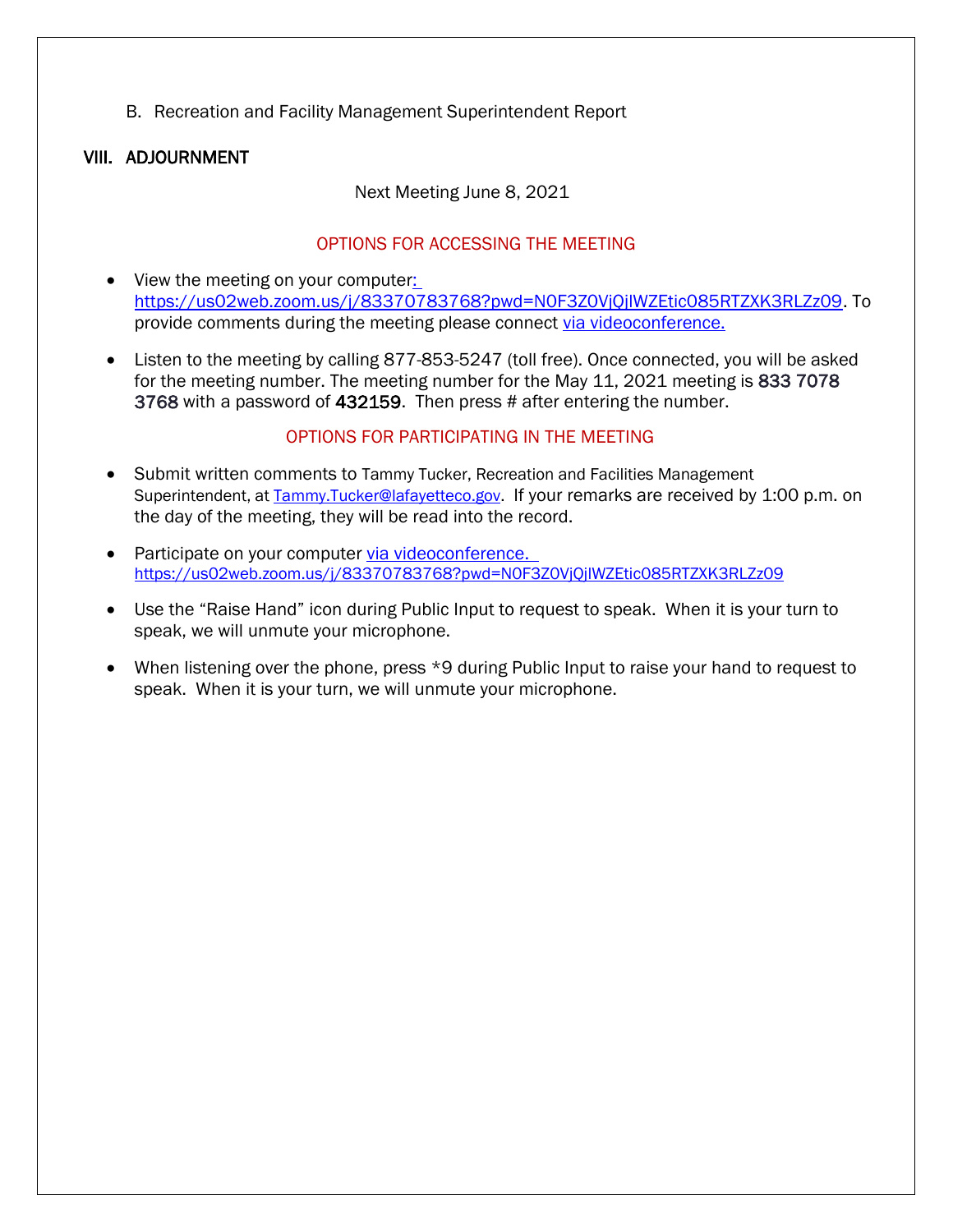B. Recreation and Facility Management Superintendent Report

## VIII. ADJOURNMENT

Next Meeting June 8, 2021

### OPTIONS FOR ACCESSING THE MEETING

- View the meeting on your computer: https://us02web.zoom.us/j/83370783768?pwd=N0F3Z0VjQjlWZEtic085RTZXK3RLZz09. To provide comments during the meeting please connect via videoconference.
- Listen to the meeting by calling 877-853-5247 (toll free). Once connected, you will be asked for the meeting number. The meeting number for the May 11, 2021 meeting is **833 7078 3768** with a password of **432159**. Then press # after entering the number.

### OPTIONS FOR PARTICIPATING IN THE MEETING

- Submit written comments to Tammy Tucker, Recreation and Facilities Management Superintendent, at Tammy.Tucker@lafayetteco.gov. If your remarks are received by 1:00 p.m. on the day of the meeting, they will be read into the record.
- Participate on your computer via videoconference. https://us02web.zoom.us/j/83370783768?pwd=N0F3Z0VjQjlWZEtic085RTZXK3RLZz09
- Use the "Raise Hand" icon during Public Input to request to speak. When it is your turn to speak, we will unmute your microphone.
- When listening over the phone, press *9 during Public Input to raise your hand to request to speak. When it is your turn, we will unmute your microphone.